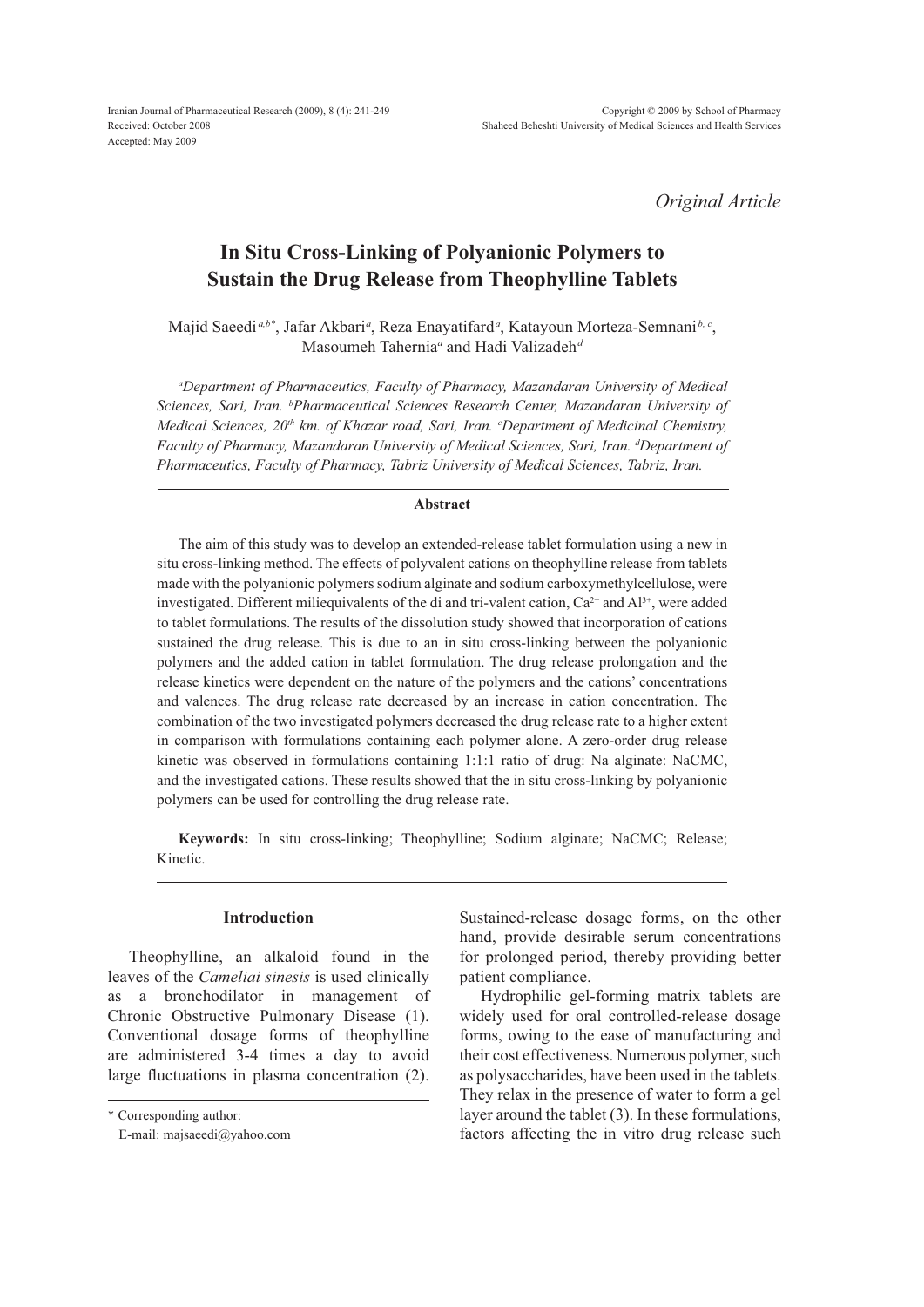Iranian Journal of Pharmaceutical Research (2009), 8 (4): 241-249
Received: October 2008
Accepted: May 2009

Copyright © 2009 by School of Pharmacy
Shaheed Beheshti University of Medical Sciences and Health Services

*Original Article*

# In Situ Cross-Linking of Polyanionic Polymers to Sustain the Drug Release from Theophylline Tablets

Majid Saeedi[a,b*], Jafar Akbari[a], Reza Enayatifard[a], Katayoun Morteza-Semnani[b, c], Masoumeh Tahernia[a] and Hadi Valizadeh[d]

*[a]Department of Pharmaceutics, Faculty of Pharmacy, Mazandaran University of Medical Sciences, Sari, Iran. [b]Pharmaceutical Sciences Research Center, Mazandaran University of Medical Sciences, 20th km. of Khazar road, Sari, Iran. [c]Department of Medicinal Chemistry, Faculty of Pharmacy, Mazandaran University of Medical Sciences, Sari, Iran. [d]Department of Pharmaceutics, Faculty of Pharmacy, Tabriz University of Medical Sciences, Tabriz, Iran.*

## Abstract

The aim of this study was to develop an extended-release tablet formulation using a new in situ cross-linking method. The effects of polyvalent cations on theophylline release from tablets made with the polyanionic polymers sodium alginate and sodium carboxymethylcellulose, were investigated. Different miliequivalents of the di and tri-valent cation, $Ca^{2+}$ and $Al^{3+}$, were added to tablet formulations. The results of the dissolution study showed that incorporation of cations sustained the drug release. This is due to an in situ cross-linking between the polyanionic polymers and the added cation in tablet formulation. The drug release prolongation and the release kinetics were dependent on the nature of the polymers and the cations' concentrations and valences. The drug release rate decreased by an increase in cation concentration. The combination of the two investigated polymers decreased the drug release rate to a higher extent in comparison with formulations containing each polymer alone. A zero-order drug release kinetic was observed in formulations containing 1:1:1 ratio of drug: Na alginate: NaCMC, and the investigated cations. These results showed that the in situ cross-linking by polyanionic polymers can be used for controlling the drug release rate.

**Keywords:** In situ cross-linking; Theophylline; Sodium alginate; NaCMC; Release; Kinetic.

## Introduction

Theophylline, an alkaloid found in the leaves of the *Cameliai sinesis* is used clinically as a bronchodilator in management of Chronic Obstructive Pulmonary Disease (1). Conventional dosage forms of theophylline are administered 3-4 times a day to avoid large fluctuations in plasma concentration (2). Sustained-release dosage forms, on the other hand, provide desirable serum concentrations for prolonged period, thereby providing better patient compliance.

Hydrophilic gel-forming matrix tablets are widely used for oral controlled-release dosage forms, owing to the ease of manufacturing and their cost effectiveness. Numerous polymer, such as polysaccharides, have been used in the tablets. They relax in the presence of water to form a gel layer around the tablet (3). In these formulations, factors affecting the in vitro drug release such

* Corresponding author:
E-mail: majsaeedi@yahoo.com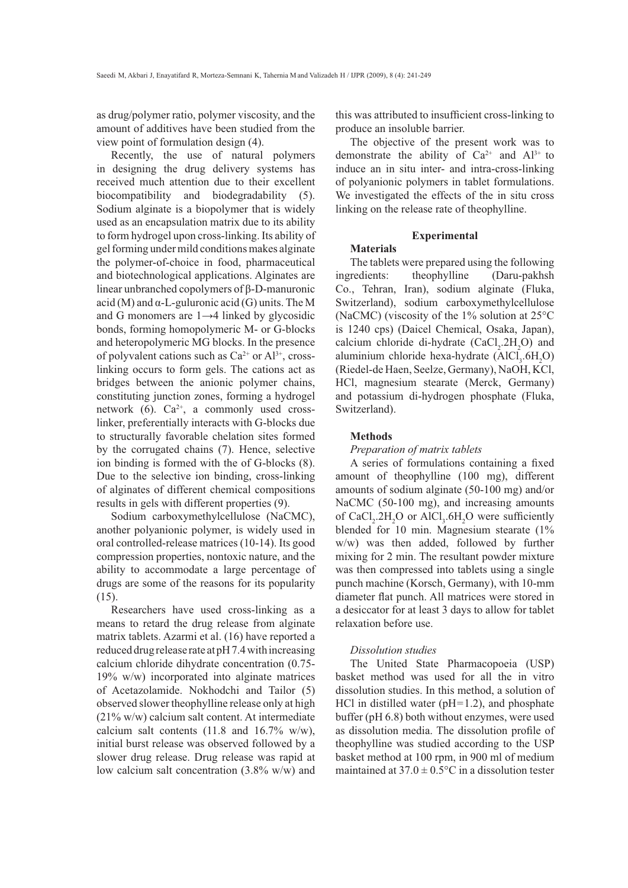as drug/polymer ratio, polymer viscosity, and the amount of additives have been studied from the view point of formulation design (4).

Recently, the use of natural polymers in designing the drug delivery systems has received much attention due to their excellent biocompatibility and biodegradability (5). Sodium alginate is a biopolymer that is widely used as an encapsulation matrix due to its ability to form hydrogel upon cross-linking. Its ability of gel forming under mild conditions makes alginate the polymer-of-choice in food, pharmaceutical and biotechnological applications. Alginates are linear unbranched copolymers of β-D-manuronic acid (M) and α-L-guluronic acid (G) units. The M and G monomers are 1→4 linked by glycosidic bonds, forming homopolymeric M- or G-blocks and heteropolymeric MG blocks. In the presence of polyvalent cations such as $Ca^{2+}$ or $Al^{3+}$, cross-linking occurs to form gels. The cations act as bridges between the anionic polymer chains, constituting junction zones, forming a hydrogel network (6). $Ca^{2+}$, a commonly used cross-linker, preferentially interacts with G-blocks due to structurally favorable chelation sites formed by the corrugated chains (7). Hence, selective ion binding is formed with the of G-blocks (8). Due to the selective ion binding, cross-linking of alginates of different chemical compositions results in gels with different properties (9).

Sodium carboxymethylcellulose (NaCMC), another polyanionic polymer, is widely used in oral controlled-release matrices (10-14). Its good compression properties, nontoxic nature, and the ability to accommodate a large percentage of drugs are some of the reasons for its popularity (15).

Researchers have used cross-linking as a means to retard the drug release from alginate matrix tablets. Azarmi et al. (16) have reported a reduced drug release rate at pH 7.4 with increasing calcium chloride dihydrate concentration (0.75-19% w/w) incorporated into alginate matrices of Acetazolamide. Nokhodchi and Tailor (5) observed slower theophylline release only at high (21% w/w) calcium salt content. At intermediate calcium salt contents (11.8 and 16.7% w/w), initial burst release was observed followed by a slower drug release. Drug release was rapid at low calcium salt concentration (3.8% w/w) and this was attributed to insufficient cross-linking to produce an insoluble barrier.

The objective of the present work was to demonstrate the ability of $Ca^{2+}$ and $Al^{3+}$ to induce an in situ inter- and intra-cross-linking of polyanionic polymers in tablet formulations. We investigated the effects of the in situ cross linking on the release rate of theophylline.

## Experimental

### Materials

The tablets were prepared using the following ingredients: theophylline (Daru-pakhsh Co., Tehran, Iran), sodium alginate (Fluka, Switzerland), sodium carboxymethylcellulose (NaCMC) (viscosity of the 1% solution at 25°C is 1240 cps) (Daicel Chemical, Osaka, Japan), calcium chloride di-hydrate ($CaCl_2.2H_2O$) and aluminium chloride hexa-hydrate ($AlCl_3.6H_2O$) (Riedel-de Haen, Seelze, Germany), NaOH, KCl, HCl, magnesium stearate (Merck, Germany) and potassium di-hydrogen phosphate (Fluka, Switzerland).

### Methods

*Preparation of matrix tablets*

A series of formulations containing a fixed amount of theophylline (100 mg), different amounts of sodium alginate (50-100 mg) and/or NaCMC (50-100 mg), and increasing amounts of $CaCl_2.2H_2O$ or $AlCl_3.6H_2O$ were sufficiently blended for 10 min. Magnesium stearate (1% w/w) was then added, followed by further mixing for 2 min. The resultant powder mixture was then compressed into tablets using a single punch machine (Korsch, Germany), with 10-mm diameter flat punch. All matrices were stored in a desiccator for at least 3 days to allow for tablet relaxation before use.

*Dissolution studies*

The United State Pharmacopoeia (USP) basket method was used for all the in vitro dissolution studies. In this method, a solution of HCl in distilled water (pH=1.2), and phosphate buffer (pH 6.8) both without enzymes, were used as dissolution media. The dissolution profile of theophylline was studied according to the USP basket method at 100 rpm, in 900 ml of medium maintained at $37.0 \pm 0.5$°C in a dissolution tester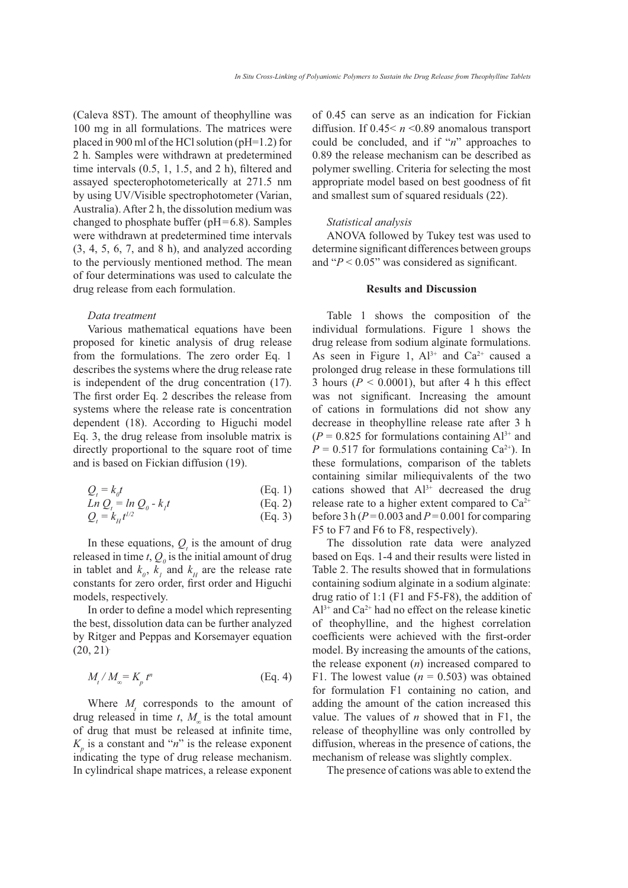(Caleva 8ST). The amount of theophylline was 100 mg in all formulations. The matrices were placed in 900 ml of the HCl solution (pH=1.2) for 2 h. Samples were withdrawn at predetermined time intervals (0.5, 1, 1.5, and 2 h), filtered and assayed specterophotometerically at 271.5 nm by using UV/Visible spectrophotometer (Varian, Australia). After 2 h, the dissolution medium was changed to phosphate buffer (pH=6.8). Samples were withdrawn at predetermined time intervals (3, 4, 5, 6, 7, and 8 h), and analyzed according to the perviously mentioned method. The mean of four determinations was used to calculate the drug release from each formulation.

### *Data treatment*

Various mathematical equations have been proposed for kinetic analysis of drug release from the formulations. The zero order Eq. 1 describes the systems where the drug release rate is independent of the drug concentration (17). The first order Eq. 2 describes the release from systems where the release rate is concentration dependent (18). According to Higuchi model Eq. 3, the drug release from insoluble matrix is directly proportional to the square root of time and is based on Fickian diffusion (19).

$$Q_t = k_0 t \qquad \text{(Eq. 1)}$$

$$Ln\ Q_t = ln\ Q_0 - k_1 t \qquad \text{(Eq. 2)}$$

$$Q_t = k_H t^{1/2} \qquad \text{(Eq. 3)}$$

In these equations, $Q_t$ is the amount of drug released in time $t$, $Q_0$ is the initial amount of drug in tablet and $k_0$, $k_1$ and $k_H$ are the release rate constants for zero order, first order and Higuchi models, respectively.

In order to define a model which representing the best, dissolution data can be further analyzed by Ritger and Peppas and Korsemayer equation (20, 21).

$$M_t / M_\infty = K_p t^n \qquad \text{(Eq. 4)}$$

Where $M_t$ corresponds to the amount of drug released in time $t$, $M_\infty$ is the total amount of drug that must be released at infinite time, $K_p$ is a constant and "$n$" is the release exponent indicating the type of drug release mechanism. In cylindrical shape matrices, a release exponent of 0.45 can serve as an indication for Fickian diffusion. If $0.45< n <0.89$ anomalous transport could be concluded, and if "$n$" approaches to 0.89 the release mechanism can be described as polymer swelling. Criteria for selecting the most appropriate model based on best goodness of fit and smallest sum of squared residuals (22).

### *Statistical analysis*

ANOVA followed by Tukey test was used to determine significant differences between groups and "$P < 0.05$" was considered as significant.

## Results and Discussion

Table 1 shows the composition of the individual formulations. Figure 1 shows the drug release from sodium alginate formulations. As seen in Figure 1, $Al^{3+}$ and $Ca^{2+}$ caused a prolonged drug release in these formulations till 3 hours ($P < 0.0001$), but after 4 h this effect was not significant. Increasing the amount of cations in formulations did not show any decrease in theophylline release rate after 3 h ($P = 0.825$ for formulations containing $Al^{3+}$ and $P = 0.517$ for formulations containing $Ca^{2+}$). In these formulations, comparison of the tablets containing similar miliequivalents of the two cations showed that $Al^{3+}$ decreased the drug release rate to a higher extent compared to $Ca^{2+}$ before 3 h ($P = 0.003$ and $P = 0.001$ for comparing F5 to F7 and F6 to F8, respectively).

The dissolution rate data were analyzed based on Eqs. 1-4 and their results were listed in Table 2. The results showed that in formulations containing sodium alginate in a sodium alginate: drug ratio of 1:1 (F1 and F5-F8), the addition of $Al^{3+}$ and $Ca^{2+}$ had no effect on the release kinetic of theophylline, and the highest correlation coefficients were achieved with the first-order model. By increasing the amounts of the cations, the release exponent ($n$) increased compared to F1. The lowest value ($n = 0.503$) was obtained for formulation F1 containing no cation, and adding the amount of the cation increased this value. The values of $n$ showed that in F1, the release of theophylline was only controlled by diffusion, whereas in the presence of cations, the mechanism of release was slightly complex.

The presence of cations was able to extend the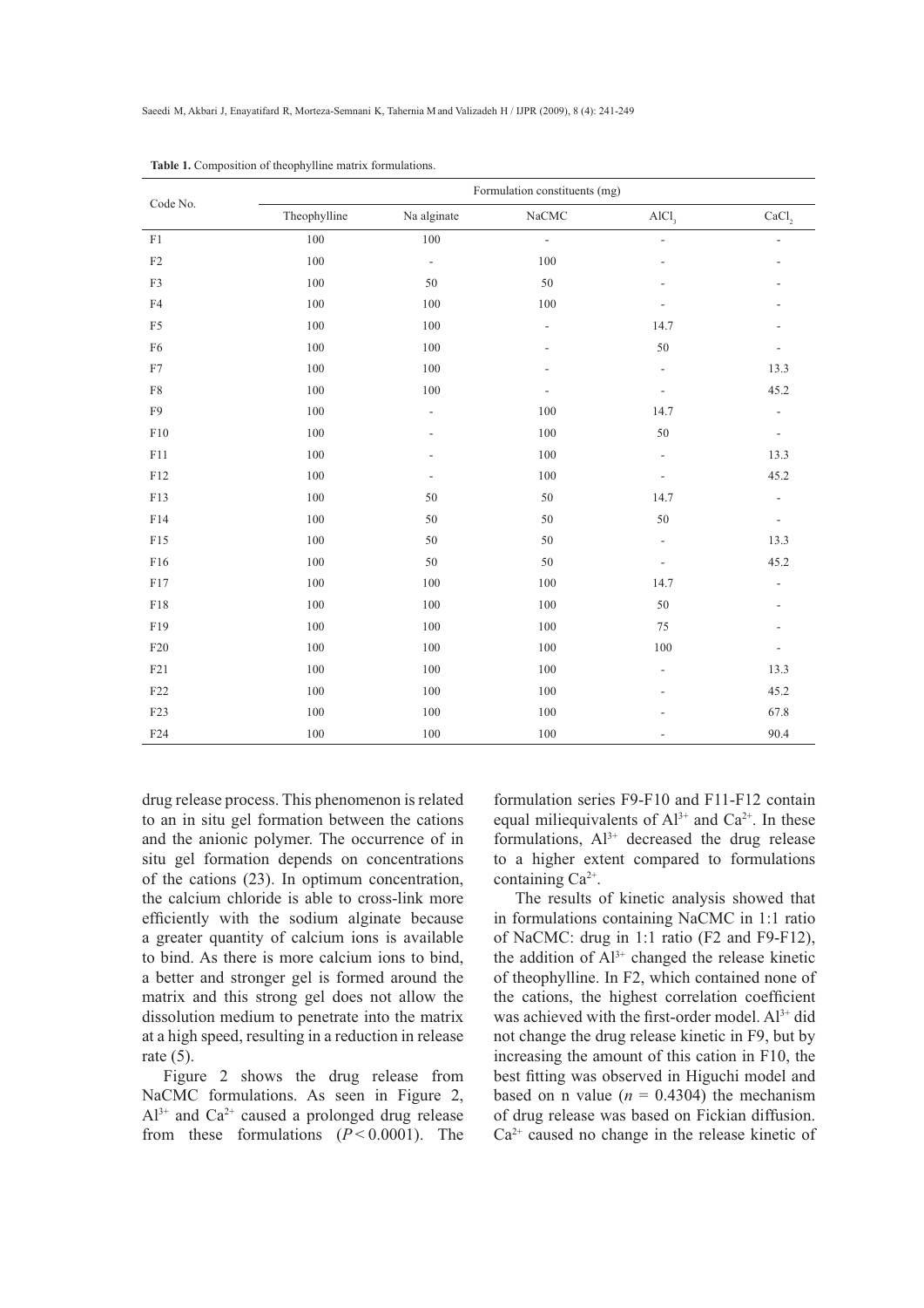**Table 1.** Composition of theophylline matrix formulations.

| Code No. | Formulation constituents (mg) | | | | |
|---|---|---|---|---|---|
| | Theophylline | Na alginate | NaCMC | $AlCl_3$ | $CaCl_2$ |
| F1 | 100 | 100 | - | - | - |
| F2 | 100 | - | 100 | - | - |
| F3 | 100 | 50 | 50 | - | - |
| F4 | 100 | 100 | 100 | - | - |
| F5 | 100 | 100 | - | 14.7 | - |
| F6 | 100 | 100 | - | 50 | - |
| F7 | 100 | 100 | - | - | 13.3 |
| F8 | 100 | 100 | - | - | 45.2 |
| F9 | 100 | - | 100 | 14.7 | - |
| F10 | 100 | - | 100 | 50 | - |
| F11 | 100 | - | 100 | - | 13.3 |
| F12 | 100 | - | 100 | - | 45.2 |
| F13 | 100 | 50 | 50 | 14.7 | - |
| F14 | 100 | 50 | 50 | 50 | - |
| F15 | 100 | 50 | 50 | - | 13.3 |
| F16 | 100 | 50 | 50 | - | 45.2 |
| F17 | 100 | 100 | 100 | 14.7 | - |
| F18 | 100 | 100 | 100 | 50 | - |
| F19 | 100 | 100 | 100 | 75 | - |
| F20 | 100 | 100 | 100 | 100 | - |
| F21 | 100 | 100 | 100 | - | 13.3 |
| F22 | 100 | 100 | 100 | - | 45.2 |
| F23 | 100 | 100 | 100 | - | 67.8 |
| F24 | 100 | 100 | 100 | - | 90.4 |

drug release process. This phenomenon is related to an in situ gel formation between the cations and the anionic polymer. The occurrence of in situ gel formation depends on concentrations of the cations (23). In optimum concentration, the calcium chloride is able to cross-link more efficiently with the sodium alginate because a greater quantity of calcium ions is available to bind. As there is more calcium ions to bind, a better and stronger gel is formed around the matrix and this strong gel does not allow the dissolution medium to penetrate into the matrix at a high speed, resulting in a reduction in release rate (5).

Figure 2 shows the drug release from NaCMC formulations. As seen in Figure 2, $Al^{3+}$ and $Ca^{2+}$ caused a prolonged drug release from these formulations ($P < 0.0001$). The formulation series F9-F10 and F11-F12 contain equal miliequivalents of $Al^{3+}$ and $Ca^{2+}$. In these formulations, $Al^{3+}$ decreased the drug release to a higher extent compared to formulations containing $Ca^{2+}$.

The results of kinetic analysis showed that in formulations containing NaCMC in 1:1 ratio of NaCMC: drug in 1:1 ratio (F2 and F9-F12), the addition of $Al^{3+}$ changed the release kinetic of theophylline. In F2, which contained none of the cations, the highest correlation coefficient was achieved with the first-order model. $Al^{3+}$ did not change the drug release kinetic in F9, but by increasing the amount of this cation in F10, the best fitting was observed in Higuchi model and based on n value ($n$ = 0.4304) the mechanism of drug release was based on Fickian diffusion. $Ca^{2+}$ caused no change in the release kinetic of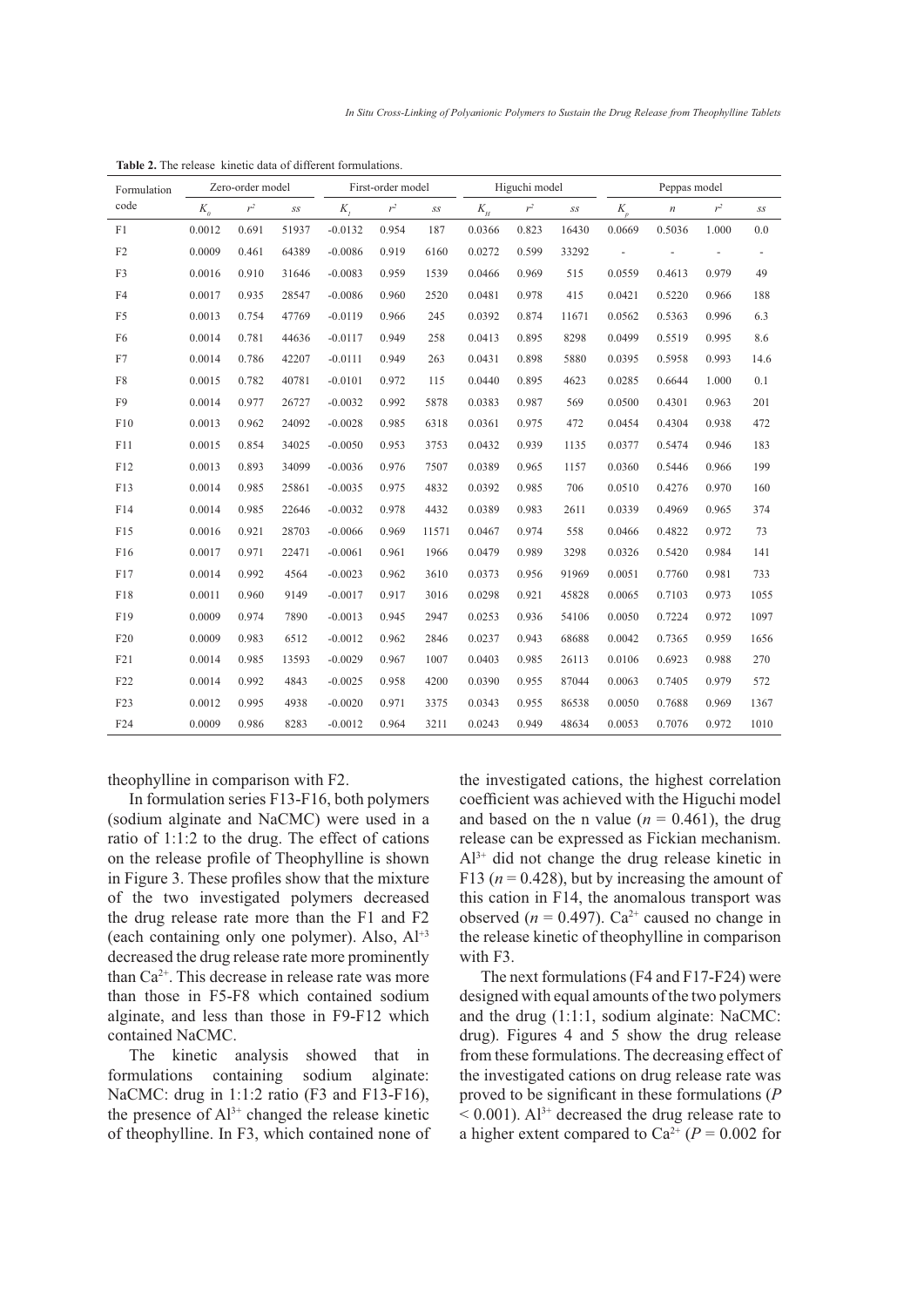**Table 2.** The release kinetic data of different formulations.

| Formulation code | Zero-order model | | | First-order model | | | Higuchi model | | | Peppas model | | | |
|---|---|---|---|---|---|---|---|---|---|---|---|---|---|
| | $K_0$ | $r^2$ | *ss* | $K_1$ | $r^2$ | *ss* | $K_H$ | $r^2$ | *ss* | $K_p$ | *n* | $r^2$ | *ss* |
| F1 | 0.0012 | 0.691 | 51937 | -0.0132 | 0.954 | 187 | 0.0366 | 0.823 | 16430 | 0.0669 | 0.5036 | 1.000 | 0.0 |
| F2 | 0.0009 | 0.461 | 64389 | -0.0086 | 0.919 | 6160 | 0.0272 | 0.599 | 33292 | - | - | - | - |
| F3 | 0.0016 | 0.910 | 31646 | -0.0083 | 0.959 | 1539 | 0.0466 | 0.969 | 515 | 0.0559 | 0.4613 | 0.979 | 49 |
| F4 | 0.0017 | 0.935 | 28547 | -0.0086 | 0.960 | 2520 | 0.0481 | 0.978 | 415 | 0.0421 | 0.5220 | 0.966 | 188 |
| F5 | 0.0013 | 0.754 | 47769 | -0.0119 | 0.966 | 245 | 0.0392 | 0.874 | 11671 | 0.0562 | 0.5363 | 0.996 | 6.3 |
| F6 | 0.0014 | 0.781 | 44636 | -0.0117 | 0.949 | 258 | 0.0413 | 0.895 | 8298 | 0.0499 | 0.5519 | 0.995 | 8.6 |
| F7 | 0.0014 | 0.786 | 42207 | -0.0111 | 0.949 | 263 | 0.0431 | 0.898 | 5880 | 0.0395 | 0.5958 | 0.993 | 14.6 |
| F8 | 0.0015 | 0.782 | 40781 | -0.0101 | 0.972 | 115 | 0.0440 | 0.895 | 4623 | 0.0285 | 0.6644 | 1.000 | 0.1 |
| F9 | 0.0014 | 0.977 | 26727 | -0.0032 | 0.992 | 5878 | 0.0383 | 0.987 | 569 | 0.0500 | 0.4301 | 0.963 | 201 |
| F10 | 0.0013 | 0.962 | 24092 | -0.0028 | 0.985 | 6318 | 0.0361 | 0.975 | 472 | 0.0454 | 0.4304 | 0.938 | 472 |
| F11 | 0.0015 | 0.854 | 34025 | -0.0050 | 0.953 | 3753 | 0.0432 | 0.939 | 1135 | 0.0377 | 0.5474 | 0.946 | 183 |
| F12 | 0.0013 | 0.893 | 34099 | -0.0036 | 0.976 | 7507 | 0.0389 | 0.965 | 1157 | 0.0360 | 0.5446 | 0.966 | 199 |
| F13 | 0.0014 | 0.985 | 25861 | -0.0035 | 0.975 | 4832 | 0.0392 | 0.985 | 706 | 0.0510 | 0.4276 | 0.970 | 160 |
| F14 | 0.0014 | 0.985 | 22646 | -0.0032 | 0.978 | 4432 | 0.0389 | 0.983 | 2611 | 0.0339 | 0.4969 | 0.965 | 374 |
| F15 | 0.0016 | 0.921 | 28703 | -0.0066 | 0.969 | 11571 | 0.0467 | 0.974 | 558 | 0.0466 | 0.4822 | 0.972 | 73 |
| F16 | 0.0017 | 0.971 | 22471 | -0.0061 | 0.961 | 1966 | 0.0479 | 0.989 | 3298 | 0.0326 | 0.5420 | 0.984 | 141 |
| F17 | 0.0014 | 0.992 | 4564 | -0.0023 | 0.962 | 3610 | 0.0373 | 0.956 | 91969 | 0.0051 | 0.7760 | 0.981 | 733 |
| F18 | 0.0011 | 0.960 | 9149 | -0.0017 | 0.917 | 3016 | 0.0298 | 0.921 | 45828 | 0.0065 | 0.7103 | 0.973 | 1055 |
| F19 | 0.0009 | 0.974 | 7890 | -0.0013 | 0.945 | 2947 | 0.0253 | 0.936 | 54106 | 0.0050 | 0.7224 | 0.972 | 1097 |
| F20 | 0.0009 | 0.983 | 6512 | -0.0012 | 0.962 | 2846 | 0.0237 | 0.943 | 68688 | 0.0042 | 0.7365 | 0.959 | 1656 |
| F21 | 0.0014 | 0.985 | 13593 | -0.0029 | 0.967 | 1007 | 0.0403 | 0.985 | 26113 | 0.0106 | 0.6923 | 0.988 | 270 |
| F22 | 0.0014 | 0.992 | 4843 | -0.0025 | 0.958 | 4200 | 0.0390 | 0.955 | 87044 | 0.0063 | 0.7405 | 0.979 | 572 |
| F23 | 0.0012 | 0.995 | 4938 | -0.0020 | 0.971 | 3375 | 0.0343 | 0.955 | 86538 | 0.0050 | 0.7688 | 0.969 | 1367 |
| F24 | 0.0009 | 0.986 | 8283 | -0.0012 | 0.964 | 3211 | 0.0243 | 0.949 | 48634 | 0.0053 | 0.7076 | 0.972 | 1010 |

theophylline in comparison with F2.

In formulation series F13-F16, both polymers (sodium alginate and NaCMC) were used in a ratio of 1:1:2 to the drug. The effect of cations on the release profile of Theophylline is shown in Figure 3. These profiles show that the mixture of the two investigated polymers decreased the drug release rate more than the F1 and F2 (each containing only one polymer). Also, $Al^{+3}$ decreased the drug release rate more prominently than $Ca^{2+}$. This decrease in release rate was more than those in F5-F8 which contained sodium alginate, and less than those in F9-F12 which contained NaCMC.

The kinetic analysis showed that in formulations containing sodium alginate: NaCMC: drug in 1:1:2 ratio (F3 and F13-F16), the presence of $Al^{3+}$ changed the release kinetic of theophylline. In F3, which contained none of the investigated cations, the highest correlation coefficient was achieved with the Higuchi model and based on the n value ($n = 0.461$), the drug release can be expressed as Fickian mechanism. $Al^{3+}$ did not change the drug release kinetic in F13 ($n = 0.428$), but by increasing the amount of this cation in F14, the anomalous transport was observed ($n = 0.497$). $Ca^{2+}$ caused no change in the release kinetic of theophylline in comparison with F3.

The next formulations (F4 and F17-F24) were designed with equal amounts of the two polymers and the drug (1:1:1, sodium alginate: NaCMC: drug). Figures 4 and 5 show the drug release from these formulations. The decreasing effect of the investigated cations on drug release rate was proved to be significant in these formulations ($P < 0.001$). $Al^{3+}$ decreased the drug release rate to a higher extent compared to $Ca^{2+}$ ($P = 0.002$ for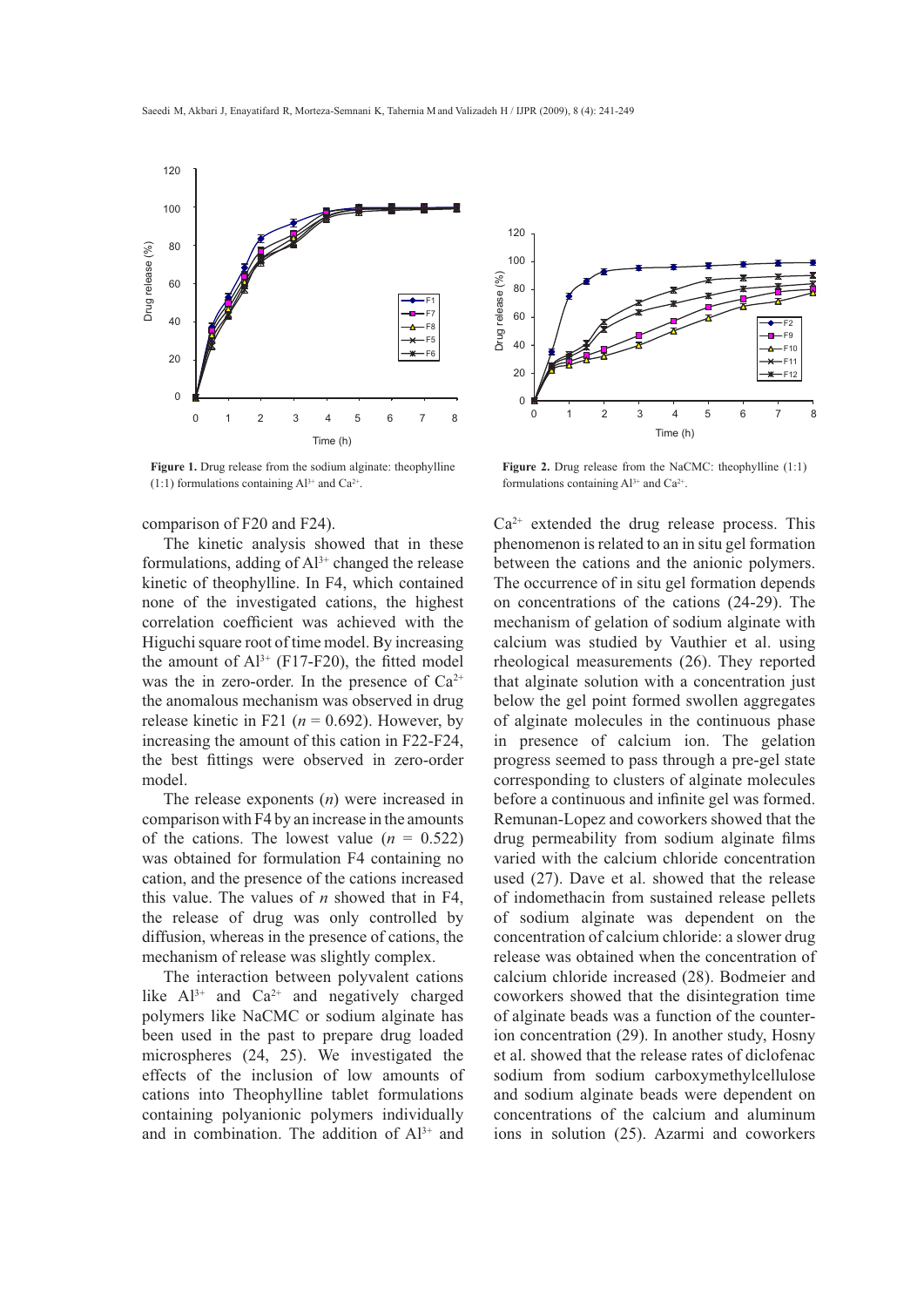**Figure 1.** Drug release from the sodium alginate: theophylline (1:1) formulations containing $Al^{3+}$ and $Ca^{2+}$.

**Figure 2.** Drug release from the NaCMC: theophylline (1:1) formulations containing $Al^{3+}$ and $Ca^{2+}$.

comparison of F20 and F24).

The kinetic analysis showed that in these formulations, adding of $Al^{3+}$ changed the release kinetic of theophylline. In F4, which contained none of the investigated cations, the highest correlation coefficient was achieved with the Higuchi square root of time model. By increasing the amount of $Al^{3+}$ (F17-F20), the fitted model was the in zero-order. In the presence of $Ca^{2+}$ the anomalous mechanism was observed in drug release kinetic in F21 ($n = 0.692$). However, by increasing the amount of this cation in F22-F24, the best fittings were observed in zero-order model.

The release exponents ($n$) were increased in comparison with F4 by an increase in the amounts of the cations. The lowest value ($n = 0.522$) was obtained for formulation F4 containing no cation, and the presence of the cations increased this value. The values of $n$ showed that in F4, the release of drug was only controlled by diffusion, whereas in the presence of cations, the mechanism of release was slightly complex.

The interaction between polyvalent cations like $Al^{3+}$ and $Ca^{2+}$ and negatively charged polymers like NaCMC or sodium alginate has been used in the past to prepare drug loaded microspheres (24, 25). We investigated the effects of the inclusion of low amounts of cations into Theophylline tablet formulations containing polyanionic polymers individually and in combination. The addition of $Al^{3+}$ and $Ca^{2+}$ extended the drug release process. This phenomenon is related to an in situ gel formation between the cations and the anionic polymers. The occurrence of in situ gel formation depends on concentrations of the cations (24-29). The mechanism of gelation of sodium alginate with calcium was studied by Vauthier et al. using rheological measurements (26). They reported that alginate solution with a concentration just below the gel point formed swollen aggregates of alginate molecules in the continuous phase in presence of calcium ion. The gelation progress seemed to pass through a pre-gel state corresponding to clusters of alginate molecules before a continuous and infinite gel was formed. Remunan-Lopez and coworkers showed that the drug permeability from sodium alginate films varied with the calcium chloride concentration used (27). Dave et al. showed that the release of indomethacin from sustained release pellets of sodium alginate was dependent on the concentration of calcium chloride: a slower drug release was obtained when the concentration of calcium chloride increased (28). Bodmeier and coworkers showed that the disintegration time of alginate beads was a function of the counter-ion concentration (29). In another study, Hosny et al. showed that the release rates of diclofenac sodium from sodium carboxymethylcellulose and sodium alginate beads were dependent on concentrations of the calcium and aluminum ions in solution (25). Azarmi and coworkers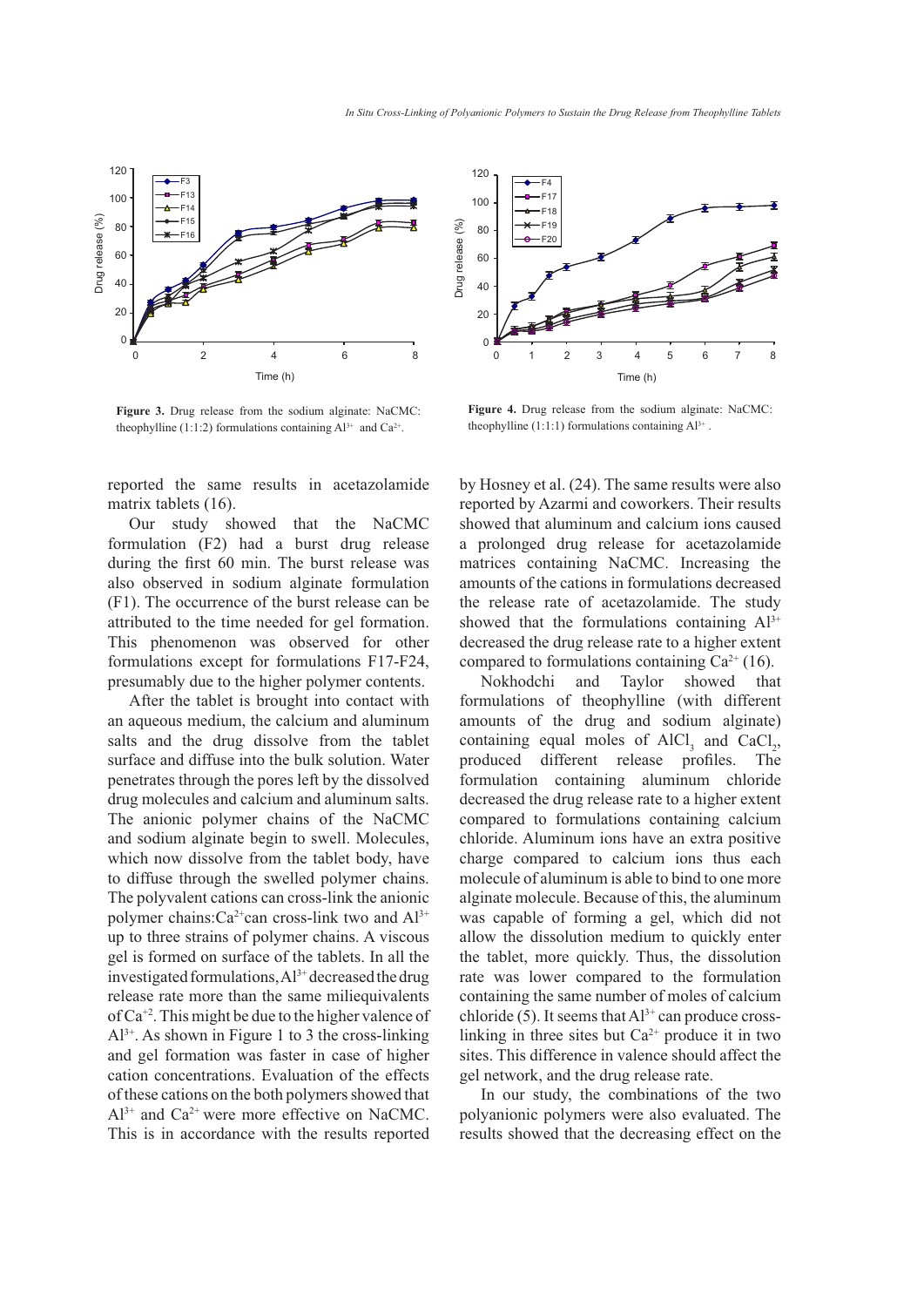Figure 3. Drug release from the sodium alginate: NaCMC: theophylline (1:1:2) formulations containing $Al^{3+}$ and $Ca^{2+}$.

Figure 4. Drug release from the sodium alginate: NaCMC: theophylline (1:1:1) formulations containing $Al^{3+}$.

reported the same results in acetazolamide matrix tablets (16).

Our study showed that the NaCMC formulation (F2) had a burst drug release during the first 60 min. The burst release was also observed in sodium alginate formulation (F1). The occurrence of the burst release can be attributed to the time needed for gel formation. This phenomenon was observed for other formulations except for formulations F17-F24, presumably due to the higher polymer contents.

After the tablet is brought into contact with an aqueous medium, the calcium and aluminum salts and the drug dissolve from the tablet surface and diffuse into the bulk solution. Water penetrates through the pores left by the dissolved drug molecules and calcium and aluminum salts. The anionic polymer chains of the NaCMC and sodium alginate begin to swell. Molecules, which now dissolve from the tablet body, have to diffuse through the swelled polymer chains. The polyvalent cations can cross-link the anionic polymer chains: $Ca^{2+}$ can cross-link two and $Al^{3+}$ up to three strains of polymer chains. A viscous gel is formed on surface of the tablets. In all the investigated formulations, $Al^{3+}$ decreased the drug release rate more than the same miliequivalents of $Ca^{+2}$. This might be due to the higher valence of $Al^{3+}$. As shown in Figure 1 to 3 the cross-linking and gel formation was faster in case of higher cation concentrations. Evaluation of the effects of these cations on the both polymers showed that $Al^{3+}$ and $Ca^{2+}$ were more effective on NaCMC. This is in accordance with the results reported by Hosney et al. (24). The same results were also reported by Azarmi and coworkers. Their results showed that aluminum and calcium ions caused a prolonged drug release for acetazolamide matrices containing NaCMC. Increasing the amounts of the cations in formulations decreased the release rate of acetazolamide. The study showed that the formulations containing $Al^{3+}$ decreased the drug release rate to a higher extent compared to formulations containing $Ca^{2+}$ (16).

Nokhodchi and Taylor showed that formulations of theophylline (with different amounts of the drug and sodium alginate) containing equal moles of $AlCl_3$ and $CaCl_2$, produced different release profiles. The formulation containing aluminum chloride decreased the drug release rate to a higher extent compared to formulations containing calcium chloride. Aluminum ions have an extra positive charge compared to calcium ions thus each molecule of aluminum is able to bind to one more alginate molecule. Because of this, the aluminum was capable of forming a gel, which did not allow the dissolution medium to quickly enter the tablet, more quickly. Thus, the dissolution rate was lower compared to the formulation containing the same number of moles of calcium chloride (5). It seems that $Al^{3+}$ can produce cross-linking in three sites but $Ca^{2+}$ produce it in two sites. This difference in valence should affect the gel network, and the drug release rate.

In our study, the combinations of the two polyanionic polymers were also evaluated. The results showed that the decreasing effect on the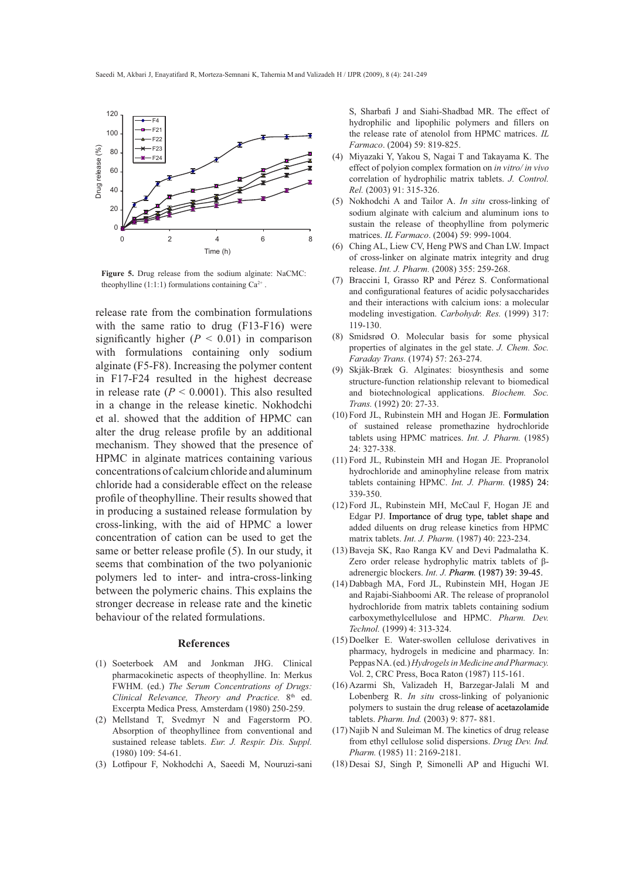**Figure 5.** Drug release from the sodium alginate: NaCMC: theophylline (1:1:1) formulations containing $Ca^{2+}$ .

release rate from the combination formulations with the same ratio to drug (F13-F16) were significantly higher ($P < 0.01$) in comparison with formulations containing only sodium alginate (F5-F8). Increasing the polymer content in F17-F24 resulted in the highest decrease in release rate ($P < 0.0001$). This also resulted in a change in the release kinetic. Nokhodchi et al. showed that the addition of HPMC can alter the drug release profile by an additional mechanism. They showed that the presence of HPMC in alginate matrices containing various concentrations of calcium chloride and aluminum chloride had a considerable effect on the release profile of theophylline. Their results showed that in producing a sustained release formulation by cross-linking, with the aid of HPMC a lower concentration of cation can be used to get the same or better release profile (5). In our study, it seems that combination of the two polyanionic polymers led to inter- and intra-cross-linking between the polymeric chains. This explains the stronger decrease in release rate and the kinetic behaviour of the related formulations.

## References

(1) Soeterboek AM and Jonkman JHG. Clinical pharmacokinetic aspects of theophylline. In: Merkus FWHM. (ed.) *The Serum Concentrations of Drugs: Clinical Relevance, Theory and Practice.* 8th ed. Excerpta Medica Press, Amsterdam (1980) 250-259.

(2) Mellstand T, Svedmyr N and Fagerstorm PO. Absorption of theophyllinee from conventional and sustained release tablets. *Eur. J. Respir. Dis. Suppl.* (1980) 109: 54-61.

(3) Lotfipour F, Nokhodchi A, Saeedi M, Nouruzi-sani S, Sharbafi J and Siahi-Shadbad MR. The effect of hydrophilic and lipophilic polymers and fillers on the release rate of atenolol from HPMC matrices. *IL Farmaco*. (2004) 59: 819-825.

(4) Miyazaki Y, Yakou S, Nagai T and Takayama K. The effect of polyion complex formation on *in vitro/ in vivo* correlation of hydrophilic matrix tablets. *J. Control. Rel.* (2003) 91: 315-326.

(5) Nokhodchi A and Tailor A. *In situ* cross-linking of sodium alginate with calcium and aluminum ions to sustain the release of theophylline from polymeric matrices. *IL Farmaco*. (2004) 59: 999-1004.

(6) Ching AL, Liew CV, Heng PWS and Chan LW. Impact of cross-linker on alginate matrix integrity and drug release. *Int. J. Pharm.* (2008) 355: 259-268.

(7) Braccini I, Grasso RP and Pérez S. Conformational and configurational features of acidic polysaccharides and their interactions with calcium ions: a molecular modeling investigation. *Carbohydr. Res.* (1999) 317: 119-130.

(8) Smidsrød O. Molecular basis for some physical properties of alginates in the gel state. *J. Chem. Soc. Faraday Trans.* (1974) 57: 263-274.

(9) Skjåk-Bræk G. Alginates: biosynthesis and some structure-function relationship relevant to biomedical and biotechnological applications. *Biochem. Soc. Trans.* (1992) 20: 27-33.

(10) Ford JL, Rubinstein MH and Hogan JE. Formulation of sustained release promethazine hydrochloride tablets using HPMC matrices. *Int. J. Pharm.* (1985) 24: 327-338.

(11) Ford JL, Rubinstein MH and Hogan JE. Propranolol hydrochloride and aminophyline release from matrix tablets containing HPMC. *Int. J. Pharm.* (1985) 24: 339-350.

(12) Ford JL, Rubinstein MH, McCaul F, Hogan JE and Edgar PJ. Importance of drug type, tablet shape and added diluents on drug release kinetics from HPMC matrix tablets. *Int. J. Pharm.* (1987) 40: 223-234.

(13) Baveja SK, Rao Ranga KV and Devi Padmalatha K. Zero order release hydrophylic matrix tablets of β-adrenergic blockers. *Int. J. Pharm.* (1987) 39: 39-45.

(14) Dabbagh MA, Ford JL, Rubinstein MH, Hogan JE and Rajabi-Siahboomi AR. The release of propranolol hydrochloride from matrix tablets containing sodium carboxymethylcellulose and HPMC. *Pharm. Dev. Technol.* (1999) 4: 313-324.

(15) Doelker E. Water-swollen cellulose derivatives in pharmacy, hydrogels in medicine and pharmacy. In: Peppas NA. (ed.) *Hydrogels in Medicine and Pharmacy.* Vol. 2, CRC Press, Boca Raton (1987) 115-161.

(16) Azarmi Sh, Valizadeh H, Barzegar-Jalali M and Lobenberg R. *In situ* cross-linking of polyanionic polymers to sustain the drug release of acetazolamide tablets. *Pharm. Ind.* (2003) 9: 877- 881.

(17) Najib N and Suleiman M. The kinetics of drug release from ethyl cellulose solid dispersions. *Drug Dev. Ind. Pharm.* (1985) 11: 2169-2181.

(18) Desai SJ, Singh P, Simonelli AP and Higuchi WI.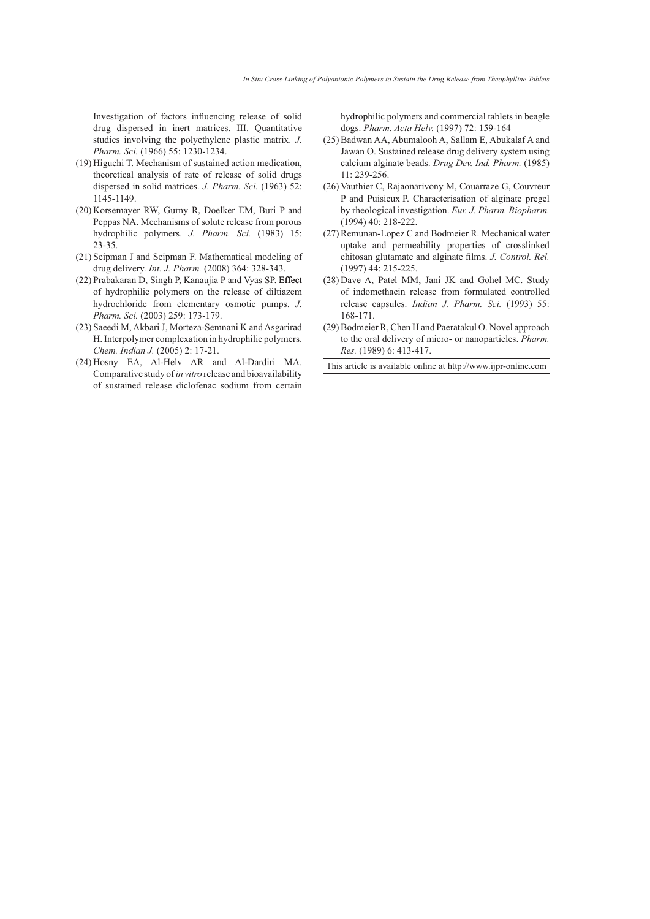Investigation of factors influencing release of solid drug dispersed in inert matrices. III. Quantitative studies involving the polyethylene plastic matrix. *J. Pharm. Sci.* (1966) 55: 1230-1234.

(19) Higuchi T. Mechanism of sustained action medication, theoretical analysis of rate of release of solid drugs dispersed in solid matrices. *J. Pharm. Sci.* (1963) 52: 1145-1149.

(20) Korsemayer RW, Gurny R, Doelker EM, Buri P and Peppas NA. Mechanisms of solute release from porous hydrophilic polymers. *J. Pharm. Sci.* (1983) 15: 23-35.

(21) Seipman J and Seipman F. Mathematical modeling of drug delivery. *Int. J. Pharm.* (2008) 364: 328-343.

(22) Prabakaran D, Singh P, Kanaujia P and Vyas SP. Effect of hydrophilic polymers on the release of diltiazem hydrochloride from elementary osmotic pumps. *J. Pharm. Sci.* (2003) 259: 173-179.

(23) Saeedi M, Akbari J, Morteza-Semnani K and Asgarirad H. Interpolymer complexation in hydrophilic polymers. *Chem. Indian J.* (2005) 2: 17-21.

(24) Hosny EA, Al-Helv AR and Al-Dardiri MA. Comparative study of *in vitro* release and bioavailability of sustained release diclofenac sodium from certain hydrophilic polymers and commercial tablets in beagle dogs. *Pharm. Acta Helv.* (1997) 72: 159-164

(25) Badwan AA, Abumalooh A, Sallam E, Abukalaf A and Jawan O. Sustained release drug delivery system using calcium alginate beads. *Drug Dev. Ind. Pharm.* (1985) 11: 239-256.

(26) Vauthier C, Rajaonarivony M, Couarraze G, Couvreur P and Puisieux P. Characterisation of alginate pregel by rheological investigation. *Eur. J. Pharm. Biopharm.* (1994) 40: 218-222.

(27) Remunan-Lopez C and Bodmeier R. Mechanical water uptake and permeability properties of crosslinked chitosan glutamate and alginate films. *J. Control. Rel.* (1997) 44: 215-225.

(28) Dave A, Patel MM, Jani JK and Gohel MC. Study of indomethacin release from formulated controlled release capsules. *Indian J. Pharm. Sci.* (1993) 55: 168-171.

(29) Bodmeier R, Chen H and Paeratakul O. Novel approach to the oral delivery of micro- or nanoparticles. *Pharm. Res.* (1989) 6: 413-417.

This article is available online at http://www.ijpr-online.com